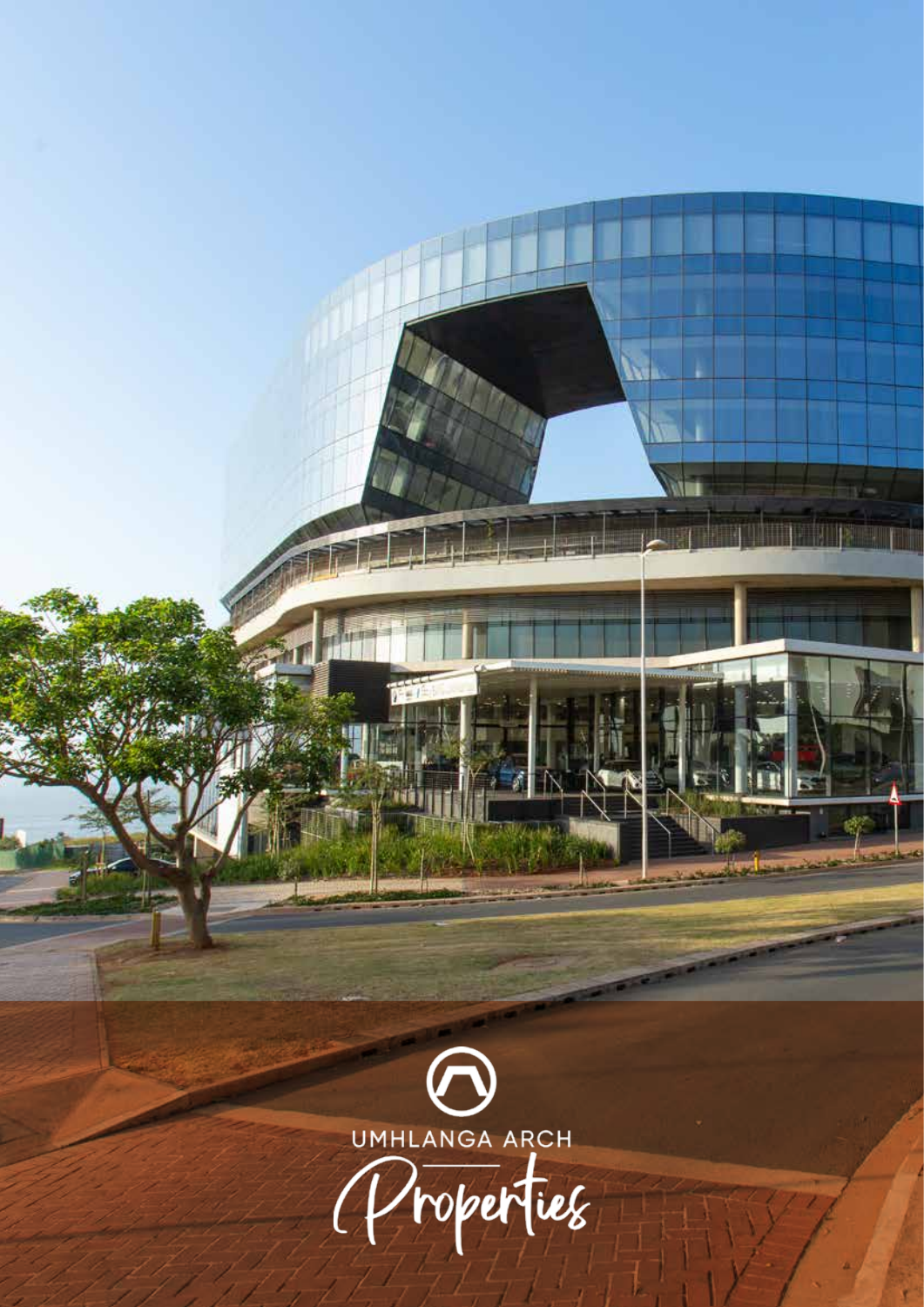UMHLANGA ARCH

Properties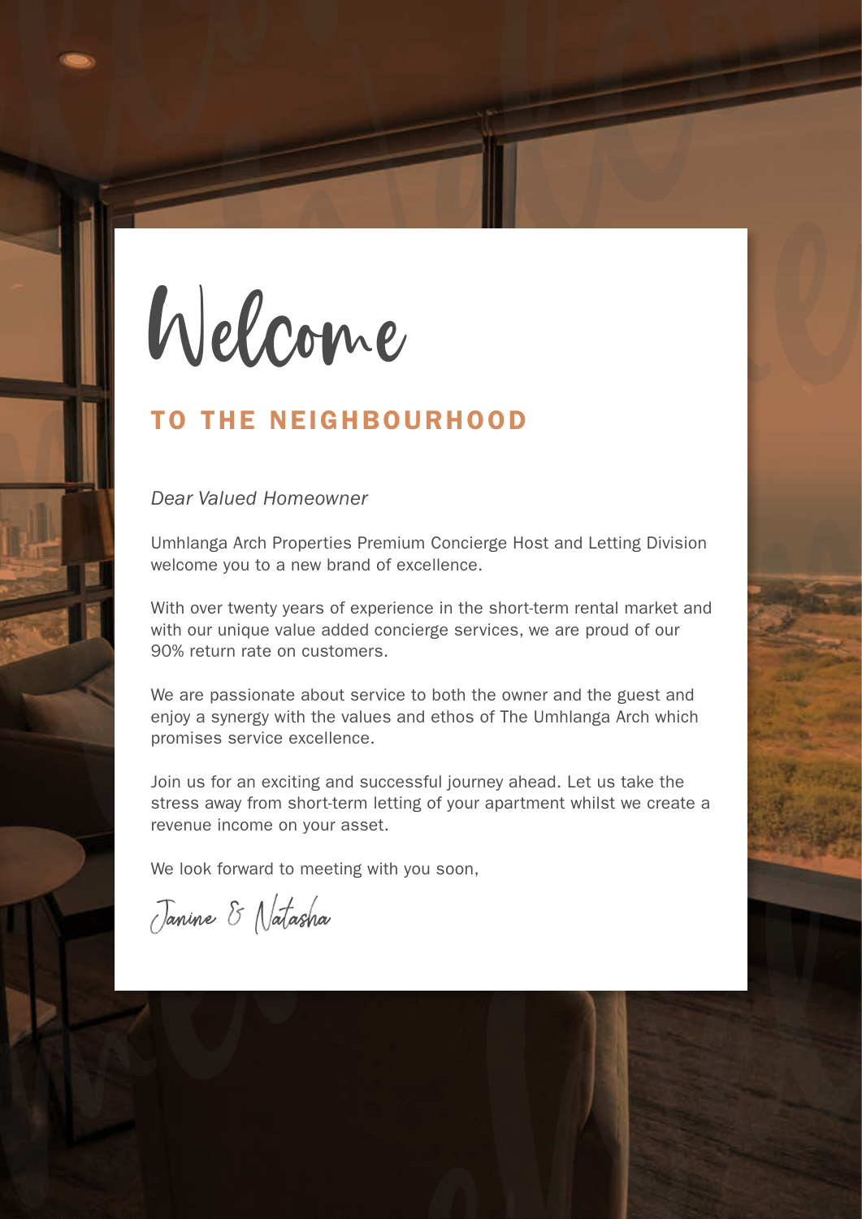# Welcome

## TO THE NEIGHBOURHOOD

*Dear Valued Homeowner*

Umhlanga Arch Properties Premium Concierge Host and Letting Division welcome you to a new brand of excellence.

With over twenty years of experience in the short-term rental market and with our unique value added concierge services, we are proud of our 90% return rate on customers.

We are passionate about service to both the owner and the guest and enjoy a synergy with the values and ethos of The Umhlanga Arch which promises service excellence.

Join us for an exciting and successful journey ahead. Let us take the stress away from short-term letting of your apartment whilst we create a revenue income on your asset.

We look forward to meeting with you soon,

Janine & Natasha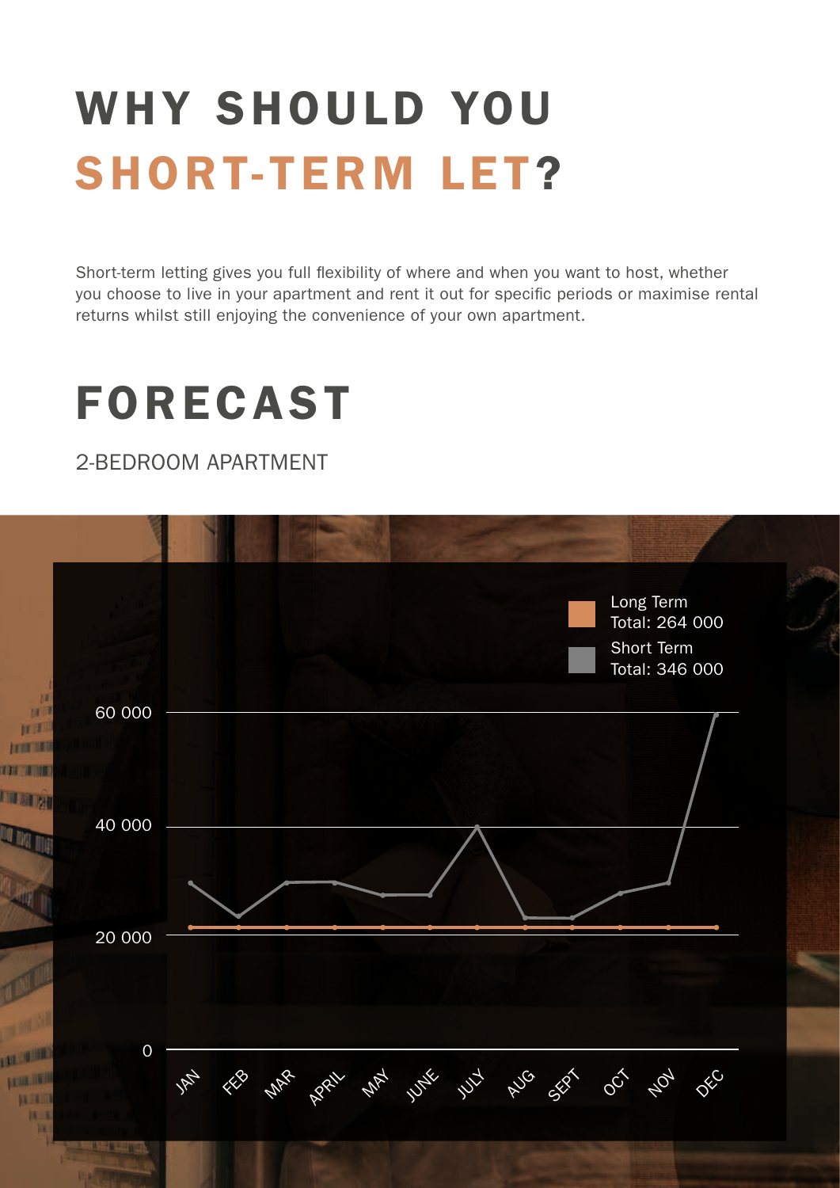# WHY SHOULD YOU SHORT-TERM LET?

Short-term letting gives you full flexibility of where and when you want to host, whether you choose to live in your apartment and rent it out for specific periods or maximise rental returns whilst still enjoying the convenience of your own apartment.

# FORECAST

2-BEDROOM APARTMENT

Long Term
Total: 264 000

Short Term
Total: 346 000

60 000

40 000

20 000

0

JAN FEB MAR APRIL MAY JUNE JULY AUG SEPT OCT NOV DEC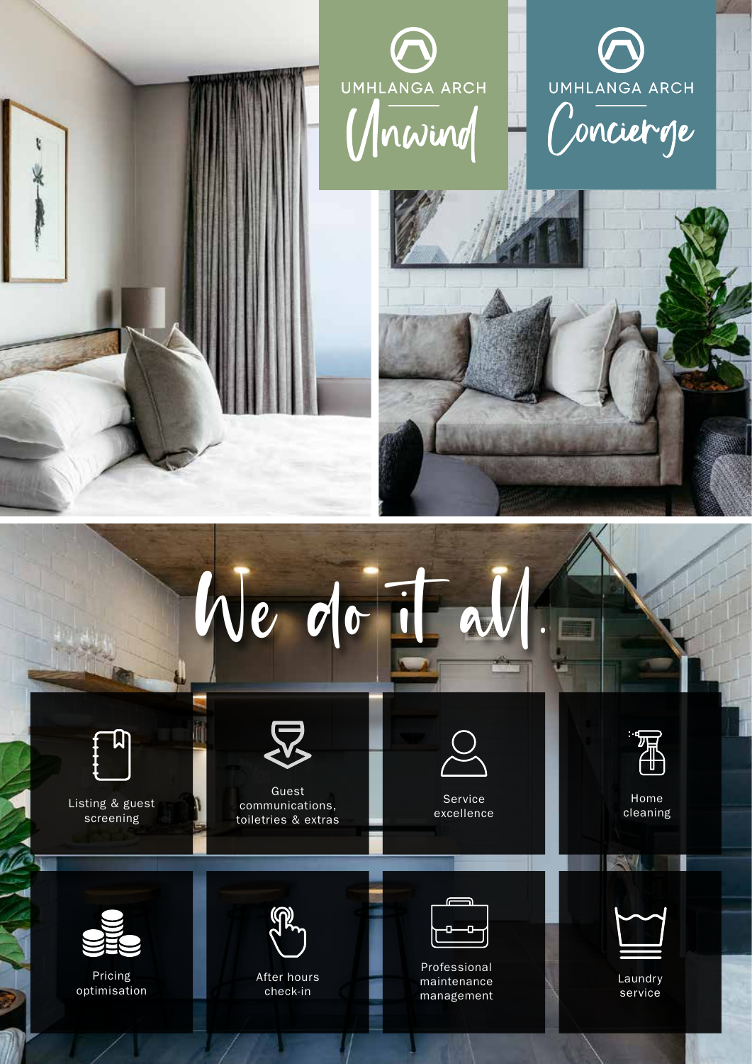UMHLANGA ARCH

Unwind

UMHLANGA ARCH

Concierge

# We do it all.

- Listing & guest screening
- Guest communications, toiletries & extras
- Service excellence
- Home cleaning
- Pricing optimisation
- After hours check-in
- Professional maintenance management
- Laundry service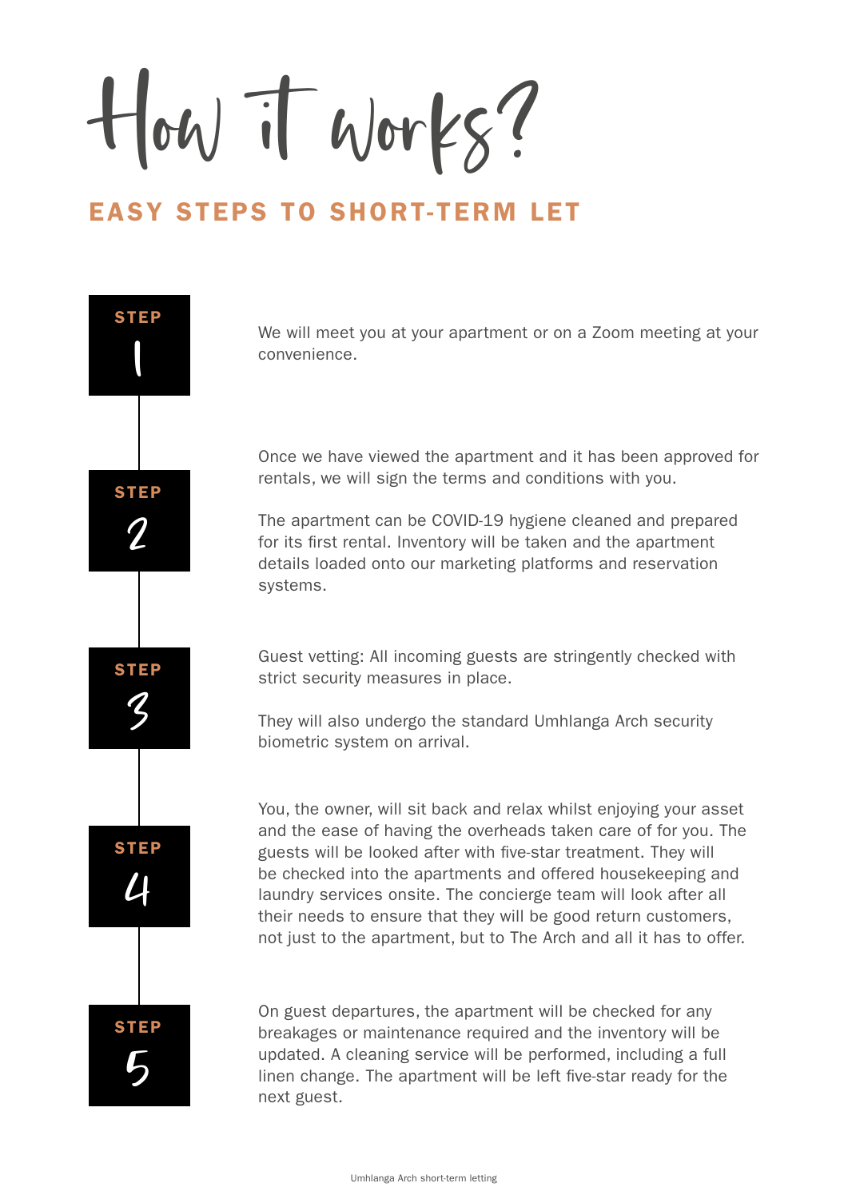# How it works?

## EASY STEPS TO SHORT-TERM LET

**STEP 1**

We will meet you at your apartment or on a Zoom meeting at your convenience.

**STEP 2**

Once we have viewed the apartment and it has been approved for rentals, we will sign the terms and conditions with you.

The apartment can be COVID-19 hygiene cleaned and prepared for its first rental. Inventory will be taken and the apartment details loaded onto our marketing platforms and reservation systems.

**STEP 3**

Guest vetting: All incoming guests are stringently checked with strict security measures in place.

They will also undergo the standard Umhlanga Arch security biometric system on arrival.

**STEP 4**

You, the owner, will sit back and relax whilst enjoying your asset and the ease of having the overheads taken care of for you. The guests will be looked after with five-star treatment. They will be checked into the apartments and offered housekeeping and laundry services onsite. The concierge team will look after all their needs to ensure that they will be good return customers, not just to the apartment, but to The Arch and all it has to offer.

**STEP 5**

On guest departures, the apartment will be checked for any breakages or maintenance required and the inventory will be updated. A cleaning service will be performed, including a full linen change. The apartment will be left five-star ready for the next guest.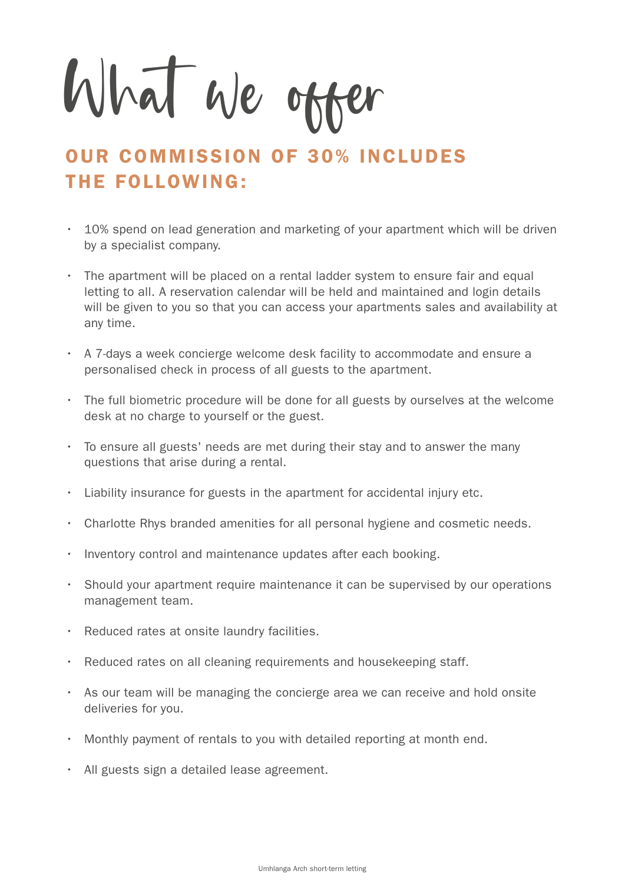# What we offer

## OUR COMMISSION OF 30% INCLUDES THE FOLLOWING:

- 10% spend on lead generation and marketing of your apartment which will be driven by a specialist company.
- The apartment will be placed on a rental ladder system to ensure fair and equal letting to all. A reservation calendar will be held and maintained and login details will be given to you so that you can access your apartments sales and availability at any time.
- A 7-days a week concierge welcome desk facility to accommodate and ensure a personalised check in process of all guests to the apartment.
- The full biometric procedure will be done for all guests by ourselves at the welcome desk at no charge to yourself or the guest.
- To ensure all guests' needs are met during their stay and to answer the many questions that arise during a rental.
- Liability insurance for guests in the apartment for accidental injury etc.
- Charlotte Rhys branded amenities for all personal hygiene and cosmetic needs.
- Inventory control and maintenance updates after each booking.
- Should your apartment require maintenance it can be supervised by our operations management team.
- Reduced rates at onsite laundry facilities.
- Reduced rates on all cleaning requirements and housekeeping staff.
- As our team will be managing the concierge area we can receive and hold onsite deliveries for you.
- Monthly payment of rentals to you with detailed reporting at month end.
- All guests sign a detailed lease agreement.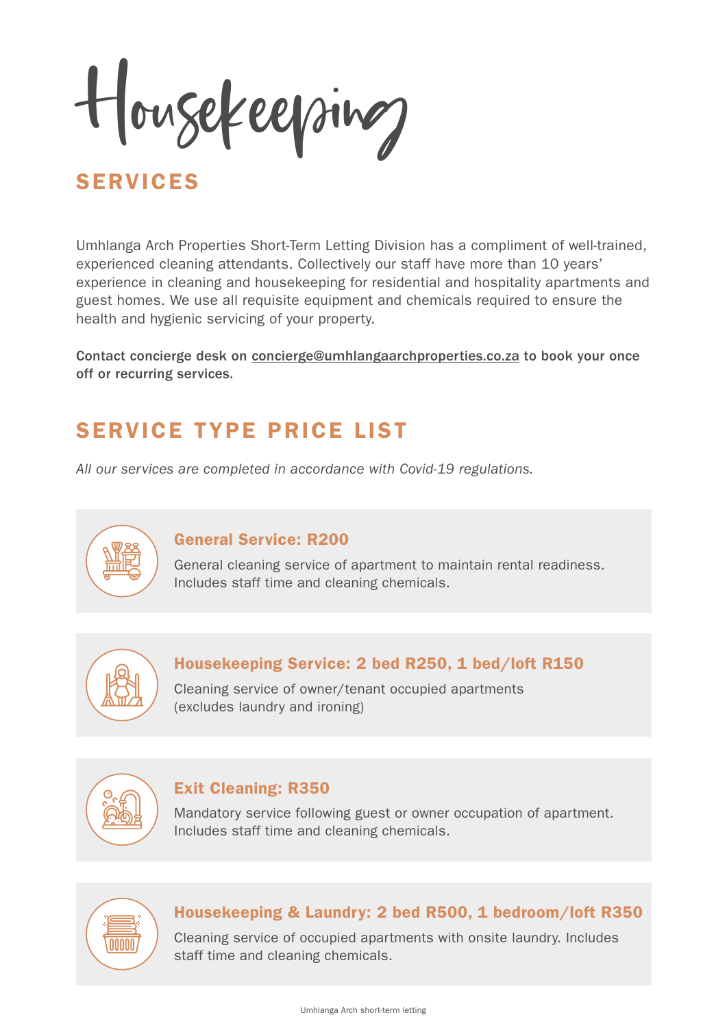# Housekeeping

## SERVICES

Umhlanga Arch Properties Short-Term Letting Division has a compliment of well-trained, experienced cleaning attendants. Collectively our staff have more than 10 years' experience in cleaning and housekeeping for residential and hospitality apartments and guest homes. We use all requisite equipment and chemicals required to ensure the health and hygienic servicing of your property.

**Contact concierge desk on concierge@umhlangaarchproperties.co.za to book your once off or recurring services.**

## SERVICE TYPE PRICE LIST

*All our services are completed in accordance with Covid-19 regulations.*

### General Service: R200

General cleaning service of apartment to maintain rental readiness. Includes staff time and cleaning chemicals.

### Housekeeping Service: 2 bed R250, 1 bed/loft R150

Cleaning service of owner/tenant occupied apartments (excludes laundry and ironing)

### Exit Cleaning: R350

Mandatory service following guest or owner occupation of apartment. Includes staff time and cleaning chemicals.

### Housekeeping & Laundry: 2 bed R500, 1 bedroom/loft R350

Cleaning service of occupied apartments with onsite laundry. Includes staff time and cleaning chemicals.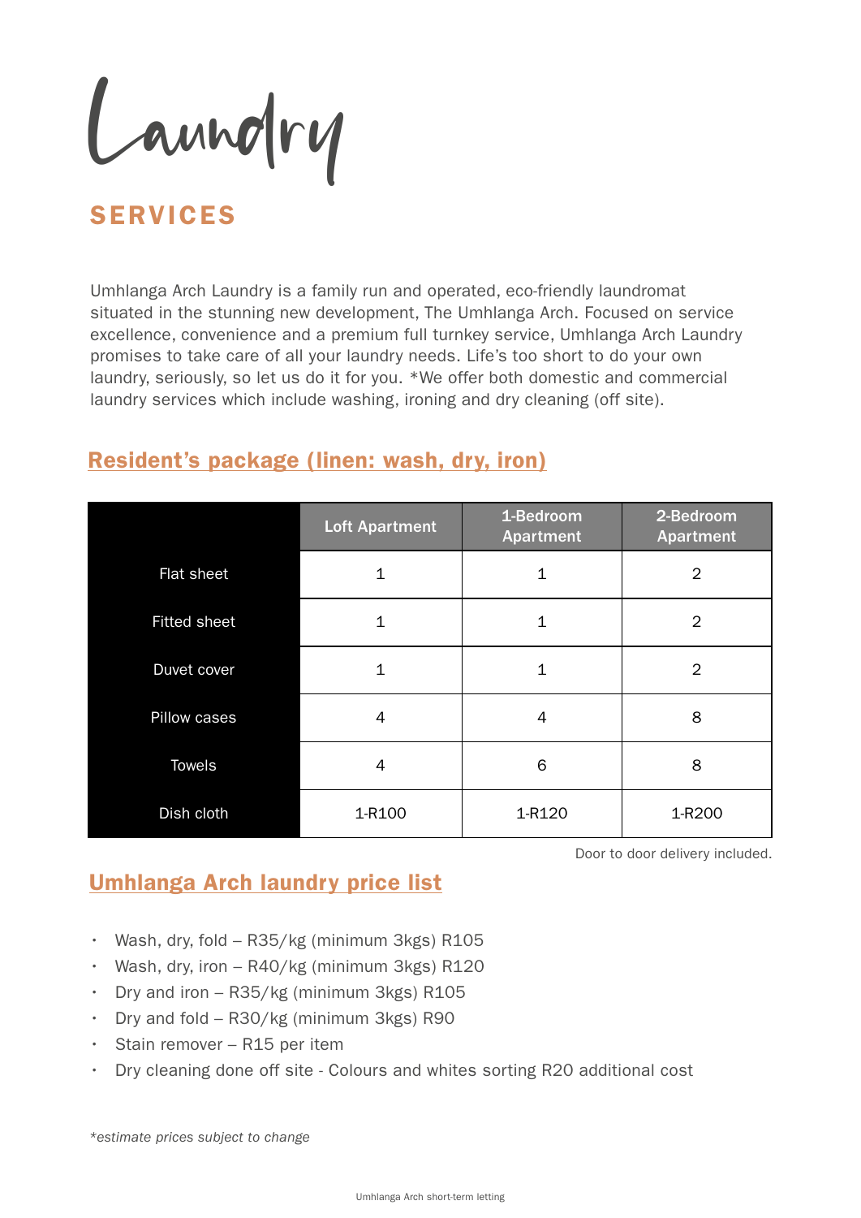# Laundry

## SERVICES

Umhlanga Arch Laundry is a family run and operated, eco-friendly laundromat situated in the stunning new development, The Umhlanga Arch. Focused on service excellence, convenience and a premium full turnkey service, Umhlanga Arch Laundry promises to take care of all your laundry needs. Life's too short to do your own laundry, seriously, so let us do it for you. *We offer both domestic and commercial laundry services which include washing, ironing and dry cleaning (off site).

### Resident's package (linen: wash, dry, iron)

| | Loft Apartment | 1-Bedroom Apartment | 2-Bedroom Apartment |
|---|---|---|---|
| Flat sheet | 1 | 1 | 2 |
| Fitted sheet | 1 | 1 | 2 |
| Duvet cover | 1 | 1 | 2 |
| Pillow cases | 4 | 4 | 8 |
| Towels | 4 | 6 | 8 |
| Dish cloth | 1-R100 | 1-R120 | 1-R200 |

Door to door delivery included.

### Umhlanga Arch laundry price list

- Wash, dry, fold – R35/kg (minimum 3kgs) R105
- Wash, dry, iron – R40/kg (minimum 3kgs) R120
- Dry and iron – R35/kg (minimum 3kgs) R105
- Dry and fold – R30/kg (minimum 3kgs) R90
- Stain remover – R15 per item
- Dry cleaning done off site - Colours and whites sorting R20 additional cost

*estimate prices subject to change*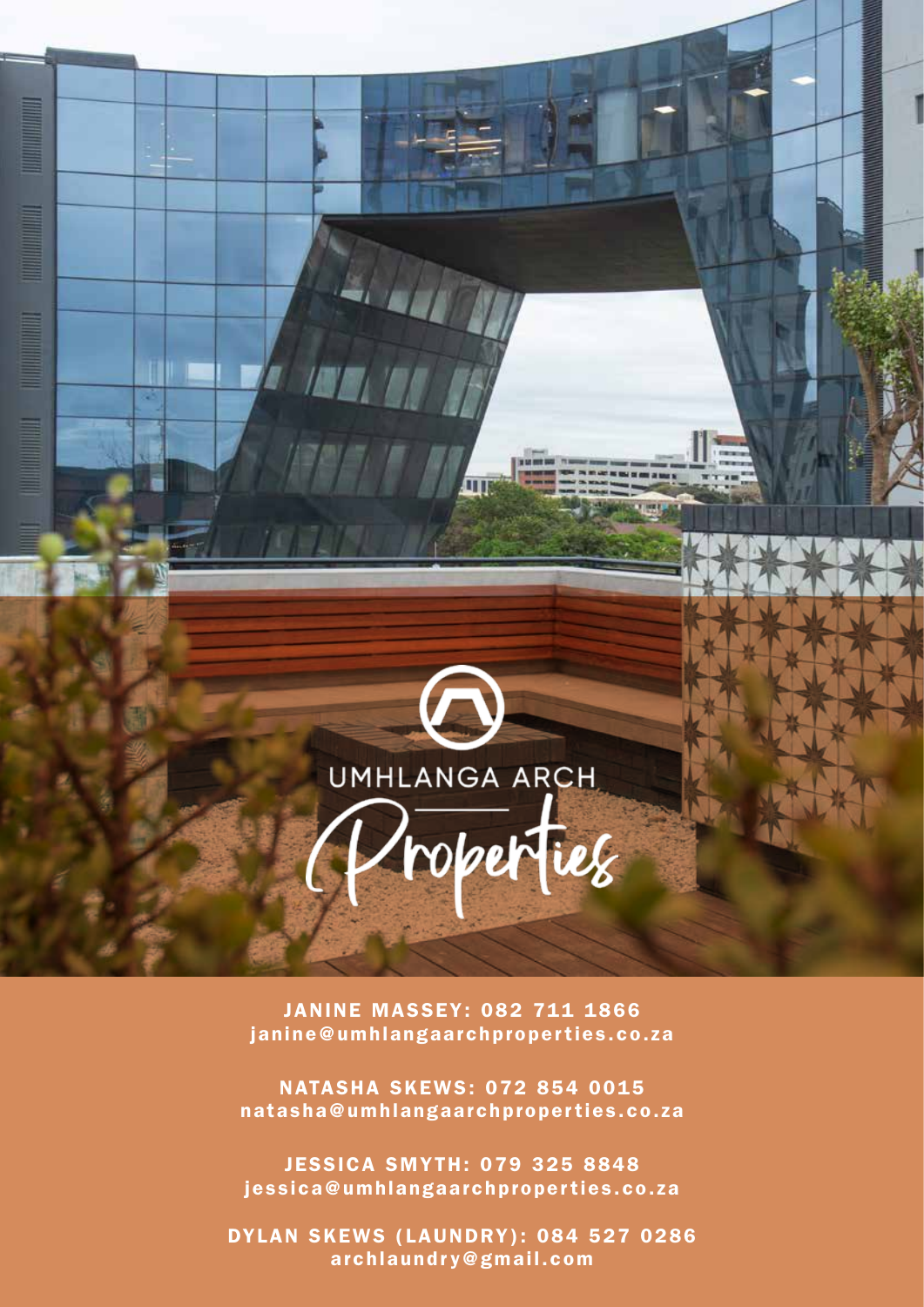UMHLANGA ARCH

Properties

**JANINE MASSEY: 082 711 1866**
janine@umhlangaarchproperties.co.za

**NATASHA SKEWS: 072 854 0015**
natasha@umhlangaarchproperties.co.za

**JESSICA SMYTH: 079 325 8848**
jessica@umhlangaarchproperties.co.za

**DYLAN SKEWS (LAUNDRY): 084 527 0286**
archlaundry@gmail.com